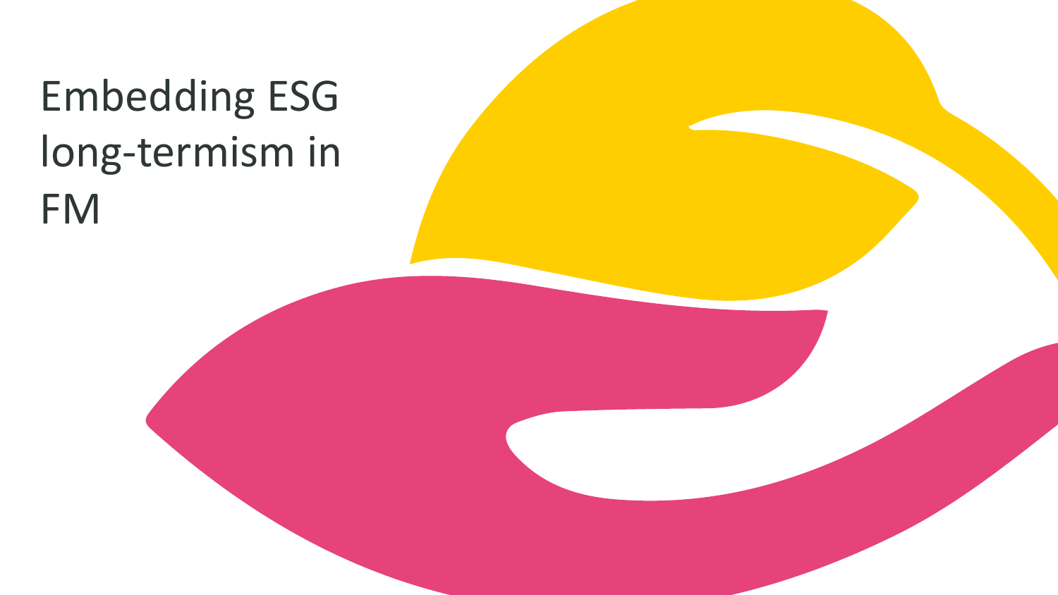# Embedding ESG long-termism in FM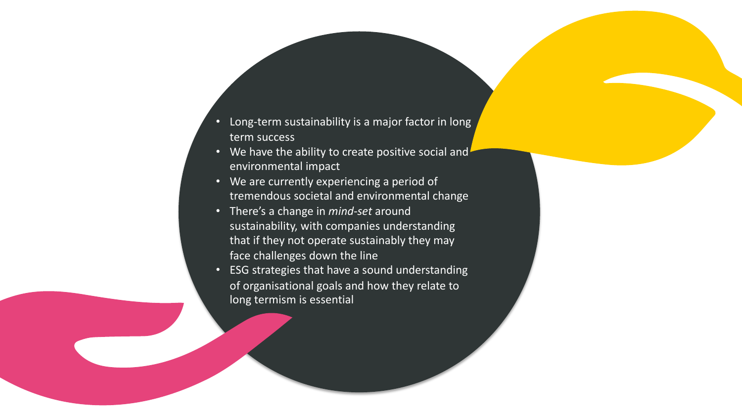- Long-term sustainability is a major factor in long term success
- We have the ability to create positive social and environmental impact
- We are currently experiencing a period of tremendous societal and environmental change
- There's a change in *mind-set* around sustainability, with companies understanding that if they not operate sustainably they may face challenges down the line
- ESG strategies that have a sound understanding of organisational goals and how they relate to long termism is essential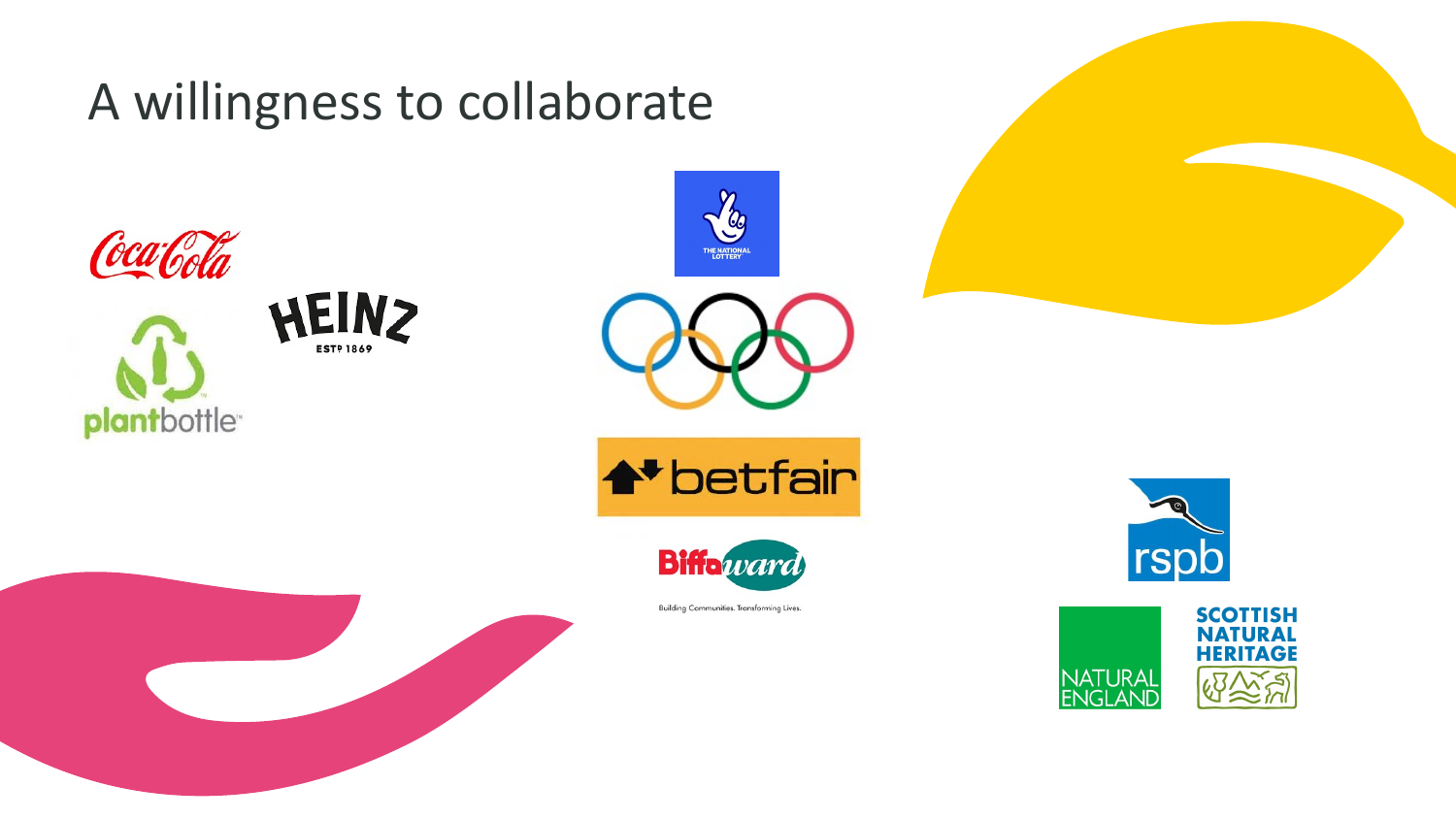# A willingness to collaborate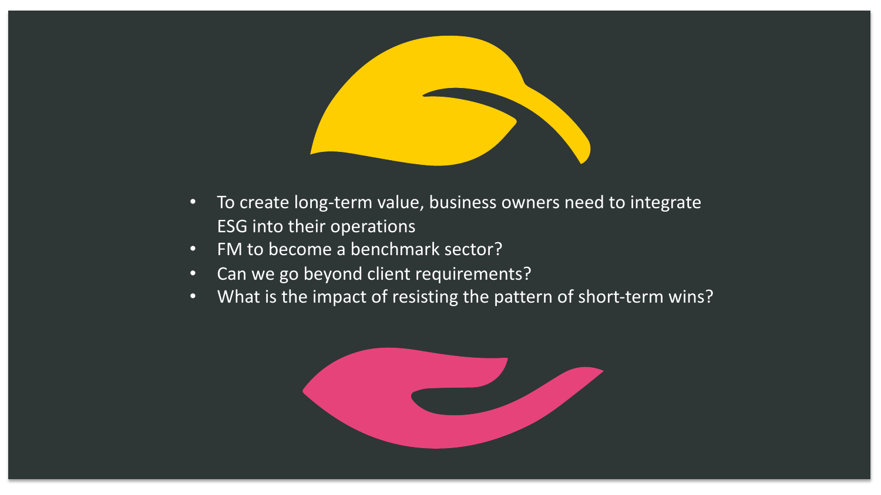- To create long-term value, business owners need to integrate ESG into their operations
- FM to become a benchmark sector?
- Can we go beyond client requirements?
- What is the impact of resisting the pattern of short-term wins?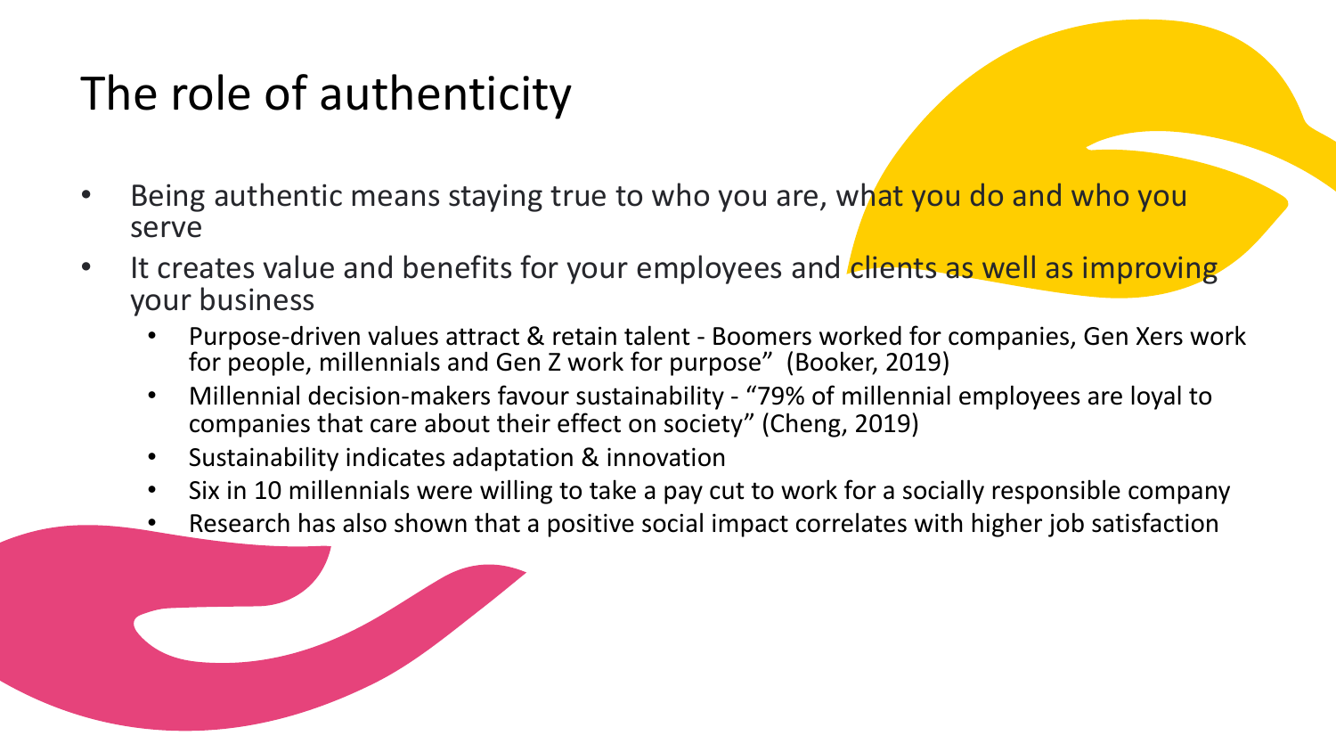# The role of authenticity

- Being authentic means staying true to who you are, what you do and who you serve
- It creates value and benefits for your employees and clients as well as improving your business
  - Purpose-driven values attract & retain talent - Boomers worked for companies, Gen Xers work for people, millennials and Gen Z work for purpose" (Booker, 2019)
  - Millennial decision-makers favour sustainability - "79% of millennial employees are loyal to companies that care about their effect on society" (Cheng, 2019)
  - Sustainability indicates adaptation & innovation
  - Six in 10 millennials were willing to take a pay cut to work for a socially responsible company
  - Research has also shown that a positive social impact correlates with higher job satisfaction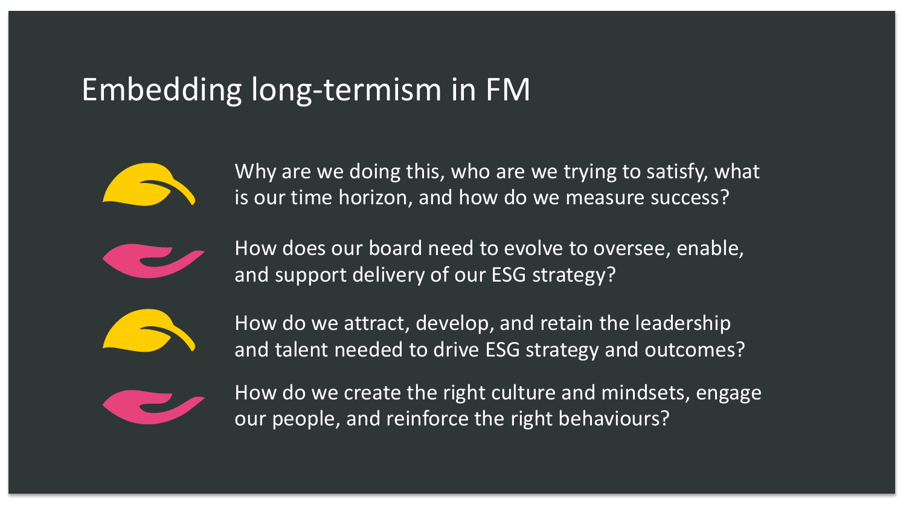# Embedding long-termism in FM

- Why are we doing this, who are we trying to satisfy, what is our time horizon, and how do we measure success?
- How does our board need to evolve to oversee, enable, and support delivery of our ESG strategy?
- How do we attract, develop, and retain the leadership and talent needed to drive ESG strategy and outcomes?
- How do we create the right culture and mindsets, engage our people, and reinforce the right behaviours?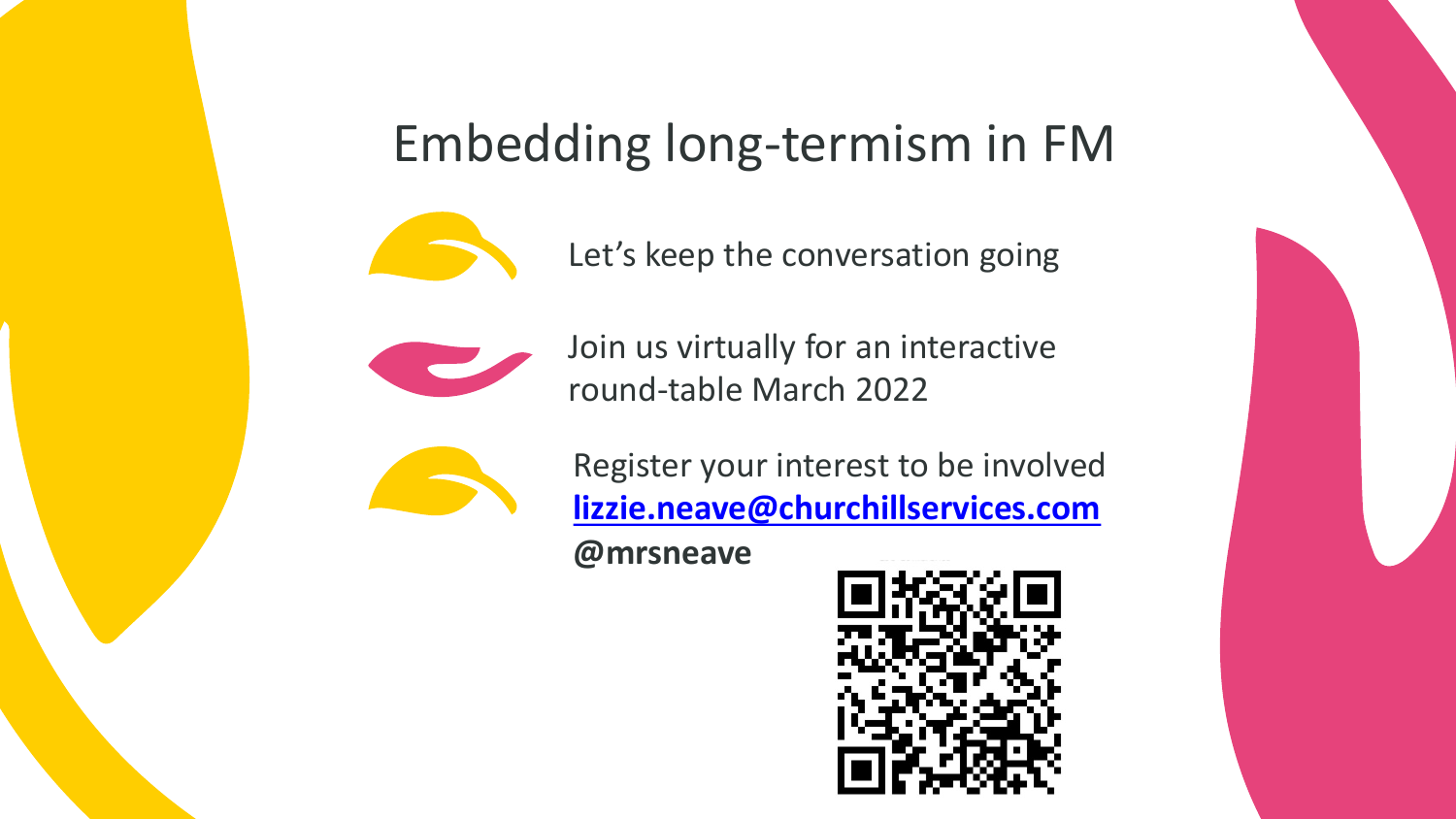# Embedding long-termism in FM

- Let's keep the conversation going
- Join us virtually for an interactive round-table March 2022
- Register your interest to be involved **lizzie.neave@churchillservices.com**

**@mrsneave**